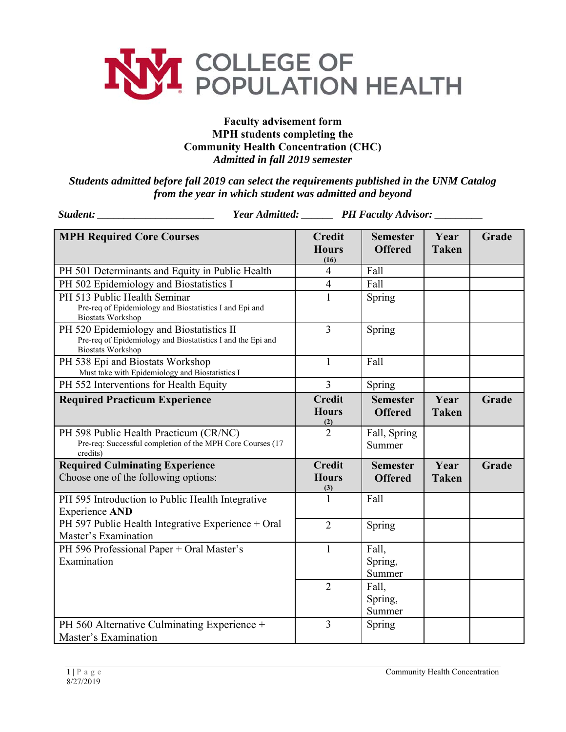# COLLEGE OF POPULATION HEALTH

**Faculty advisement form**
**MPH students completing the**
**Community Health Concentration (CHC)**
***Admitted in fall 2019 semester***

***Students admitted before fall 2019 can select the requirements published in the UNM Catalog from the year in which student was admitted and beyond***

***Student:*** ______________________ ***Year Admitted:*** ______ ***PH Faculty Advisor:*** _________

| **MPH Required Core Courses** | **Credit Hours** (16) | **Semester Offered** | **Year Taken** | **Grade** |
|---|---|---|---|---|
| PH 501 Determinants and Equity in Public Health | 4 | Fall | | |
| PH 502 Epidemiology and Biostatistics I | 4 | Fall | | |
| PH 513 Public Health Seminar<br>Pre-req of Epidemiology and Biostatistics I and Epi and Biostats Workshop | 1 | Spring | | |
| PH 520 Epidemiology and Biostatistics II<br>Pre-req of Epidemiology and Biostatistics I and the Epi and Biostats Workshop | 3 | Spring | | |
| PH 538 Epi and Biostats Workshop<br>Must take with Epidemiology and Biostatistics I | 1 | Fall | | |
| PH 552 Interventions for Health Equity | 3 | Spring | | |
| **Required Practicum Experience** | **Credit Hours** (2) | **Semester Offered** | **Year Taken** | **Grade** |
| PH 598 Public Health Practicum (CR/NC)<br>Pre-req: Successful completion of the MPH Core Courses (17 credits) | 2 | Fall, Spring Summer | | |
| **Required Culminating Experience**<br>Choose one of the following options: | **Credit Hours** (3) | **Semester Offered** | **Year Taken** | **Grade** |
| PH 595 Introduction to Public Health Integrative Experience **AND** | 1 | Fall | | |
| PH 597 Public Health Integrative Experience + Oral Master's Examination | 2 | Spring | | |
| PH 596 Professional Paper + Oral Master's Examination | 1 | Fall, Spring, Summer | | |
| | 2 | Fall, Spring, Summer | | |
| PH 560 Alternative Culminating Experience + Master's Examination | 3 | Spring | | |

8/27/2019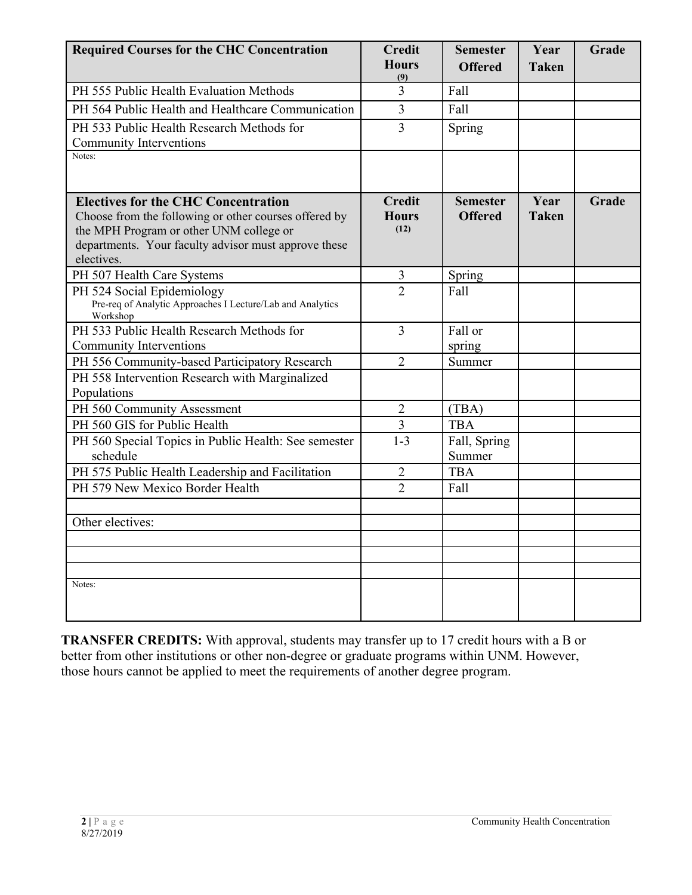| **Required Courses for the CHC Concentration** | **Credit Hours (9)** | **Semester Offered** | **Year Taken** | **Grade** |
|---|---|---|---|---|
| PH 555 Public Health Evaluation Methods | 3 | Fall | | |
| PH 564 Public Health and Healthcare Communication | 3 | Fall | | |
| PH 533 Public Health Research Methods for Community Interventions | 3 | Spring | | |
| Notes: | | | | |

| **Electives for the CHC Concentration** Choose from the following or other courses offered by the MPH Program or other UNM college or departments. Your faculty advisor must approve these electives. | **Credit Hours (12)** | **Semester Offered** | **Year Taken** | **Grade** |
|---|---|---|---|---|
| PH 507 Health Care Systems | 3 | Spring | | |
| PH 524 Social Epidemiology<br>Pre-req of Analytic Approaches I Lecture/Lab and Analytics Workshop | 2 | Fall | | |
| PH 533 Public Health Research Methods for Community Interventions | 3 | Fall or spring | | |
| PH 556 Community-based Participatory Research | 2 | Summer | | |
| PH 558 Intervention Research with Marginalized Populations | | | | |
| PH 560 Community Assessment | 2 | (TBA) | | |
| PH 560 GIS for Public Health | 3 | TBA | | |
| PH 560 Special Topics in Public Health: See semester schedule | 1-3 | Fall, Spring Summer | | |
| PH 575 Public Health Leadership and Facilitation | 2 | TBA | | |
| PH 579 New Mexico Border Health | 2 | Fall | | |
| | | | | |
| Other electives: | | | | |
| | | | | |
| | | | | |
| | | | | |
| Notes: | | | | |

**TRANSFER CREDITS:** With approval, students may transfer up to 17 credit hours with a B or better from other institutions or other non-degree or graduate programs within UNM. However, those hours cannot be applied to meet the requirements of another degree program.